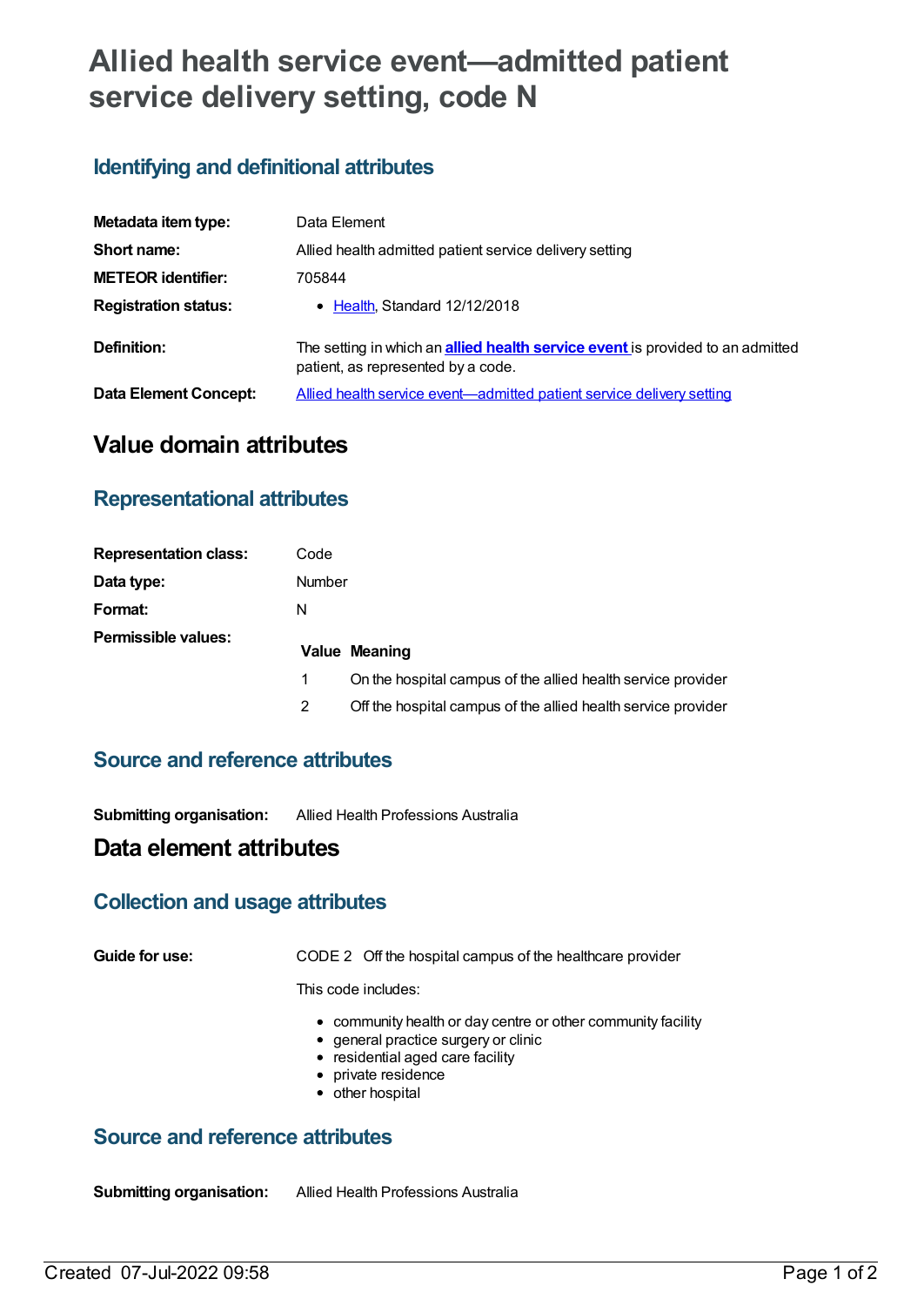# Allied health service event—admitted patient service delivery setting, code N

## Identifying and definitional attributes

| | |
|---|---|
| **Metadata item type:** | Data Element |
| **Short name:** | Allied health admitted patient service delivery setting |
| **METEOR identifier:** | 705844 |
| **Registration status:** | • Health, Standard 12/12/2018 |
| **Definition:** | The setting in which an **allied health service event** is provided to an admitted patient, as represented by a code. |
| **Data Element Concept:** | Allied health service event—admitted patient service delivery setting |

# Value domain attributes

## Representational attributes

| | |
|---|---|
| **Representation class:** | Code |
| **Data type:** | Number |
| **Format:** | N |
| **Permissible values:** | |

| Value | Meaning |
|---|---|
| 1 | On the hospital campus of the allied health service provider |
| 2 | Off the hospital campus of the allied health service provider |

## Source and reference attributes

**Submitting organisation:** Allied Health Professions Australia

# Data element attributes

## Collection and usage attributes

**Guide for use:** CODE 2 Off the hospital campus of the healthcare provider

This code includes:

- community health or day centre or other community facility
- general practice surgery or clinic
- residential aged care facility
- private residence
- other hospital

## Source and reference attributes

**Submitting organisation:** Allied Health Professions Australia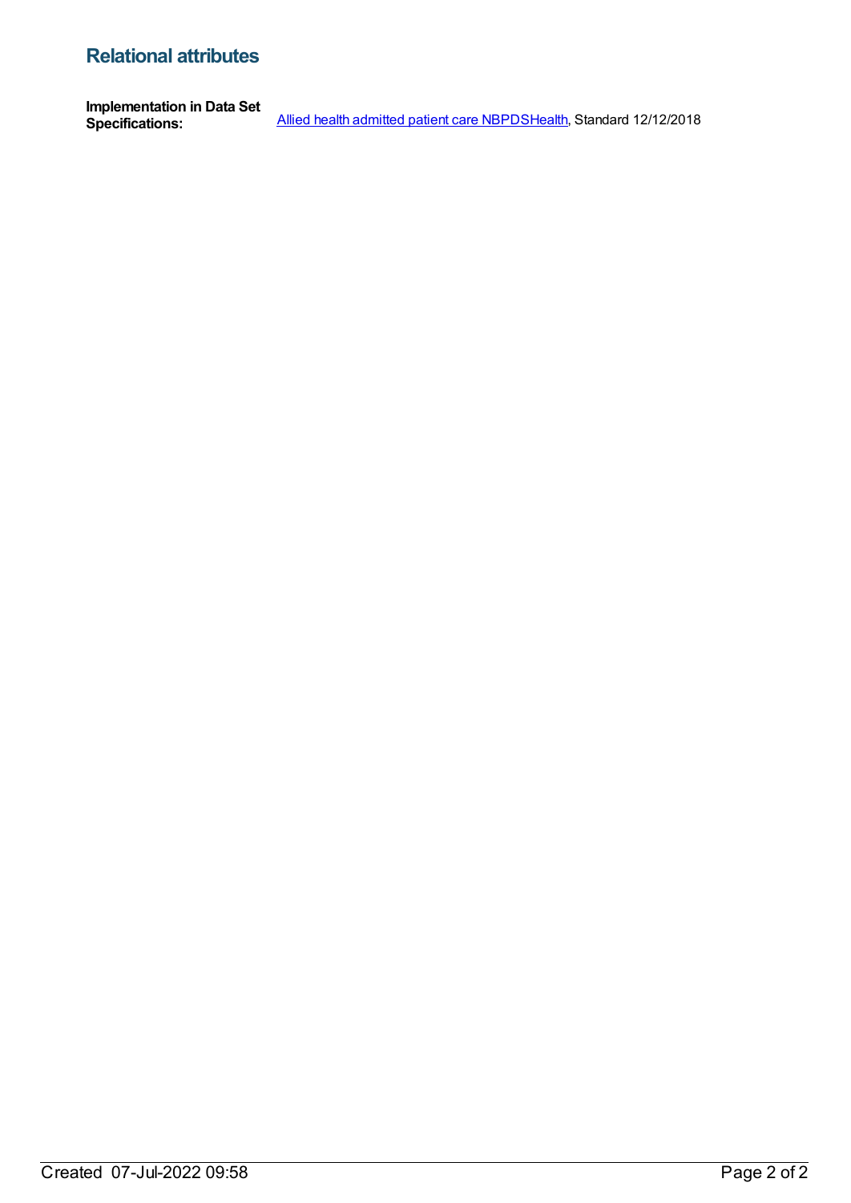## Relational attributes

**Implementation in Data Set Specifications:** Allied health admitted patient care NBPDSHealth, Standard 12/12/2018